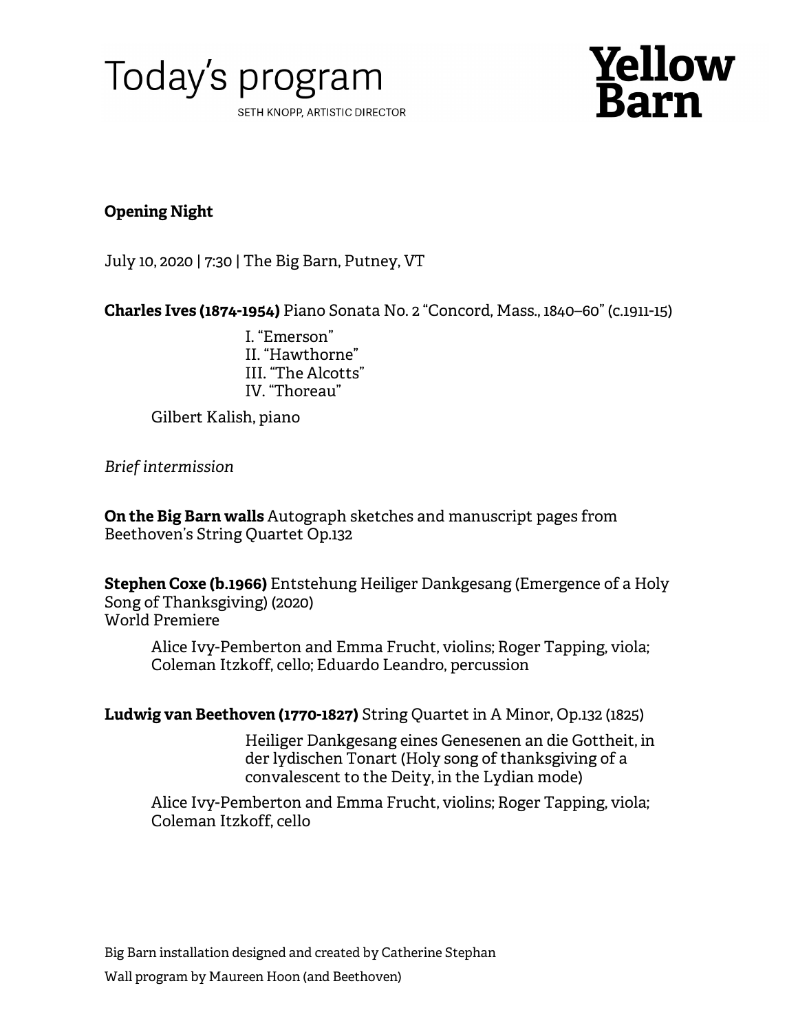# Today's program

SETH KNOPP, ARTISTIC DIRECTOR

**Yellow Barn**

**Opening Night**

July 10, 2020 | 7:30 | The Big Barn, Putney, VT

**Charles Ives (1874-1954)** Piano Sonata No. 2 "Concord, Mass., 1840–60" (c.1911-15)

I. "Emerson"
II. "Hawthorne"
III. "The Alcotts"
IV. "Thoreau"

Gilbert Kalish, piano

*Brief intermission*

**On the Big Barn walls** Autograph sketches and manuscript pages from Beethoven's String Quartet Op.132

**Stephen Coxe (b.1966)** Entstehung Heiliger Dankgesang (Emergence of a Holy Song of Thanksgiving) (2020)
World Premiere

Alice Ivy-Pemberton and Emma Frucht, violins; Roger Tapping, viola; Coleman Itzkoff, cello; Eduardo Leandro, percussion

**Ludwig van Beethoven (1770-1827)** String Quartet in A Minor, Op.132 (1825)

Heiliger Dankgesang eines Genesenen an die Gottheit, in der lydischen Tonart (Holy song of thanksgiving of a convalescent to the Deity, in the Lydian mode)

Alice Ivy-Pemberton and Emma Frucht, violins; Roger Tapping, viola; Coleman Itzkoff, cello

Big Barn installation designed and created by Catherine Stephan

Wall program by Maureen Hoon (and Beethoven)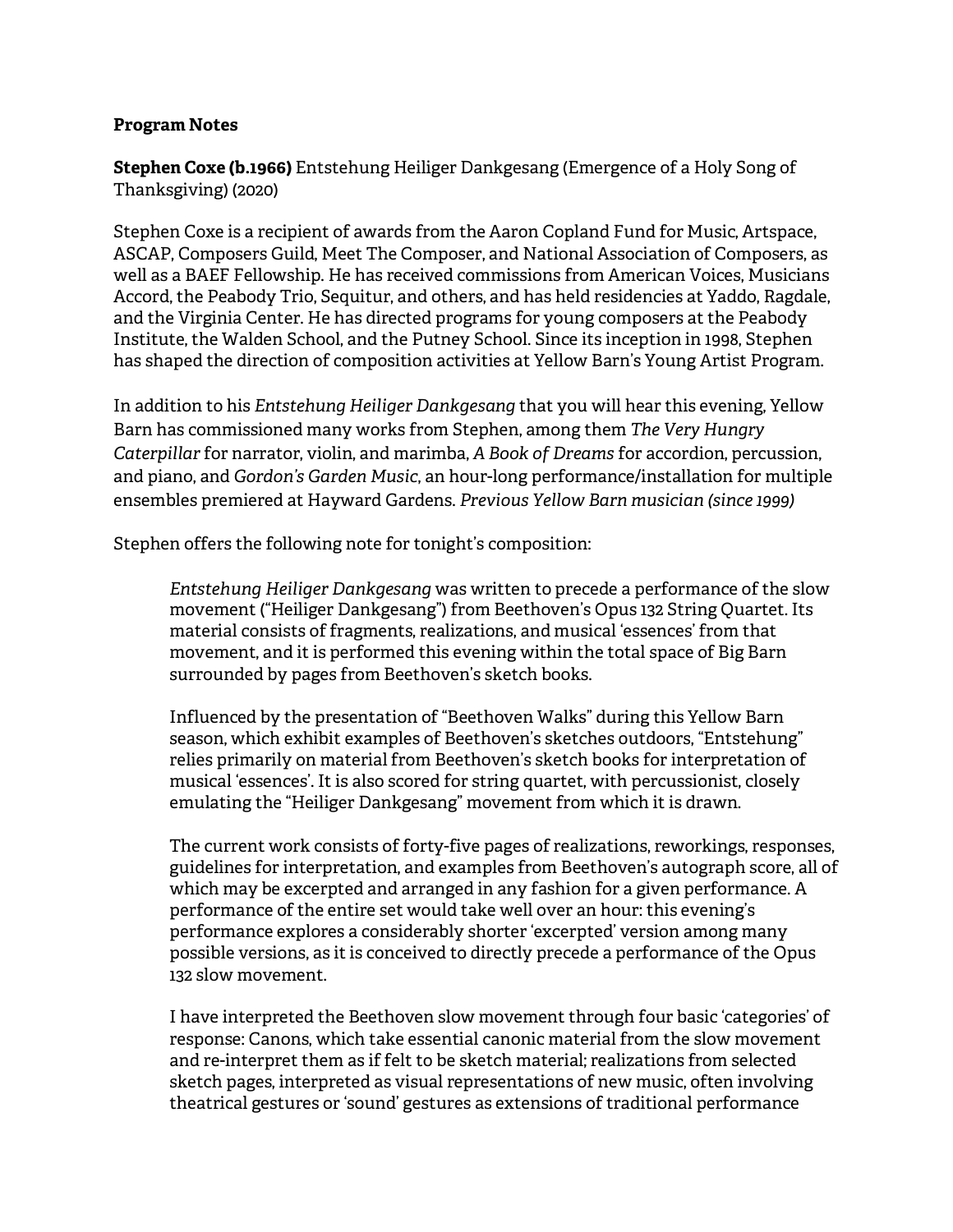**Program Notes**

**Stephen Coxe (b.1966)** Entstehung Heiliger Dankgesang (Emergence of a Holy Song of Thanksgiving) (2020)

Stephen Coxe is a recipient of awards from the Aaron Copland Fund for Music, Artspace, ASCAP, Composers Guild, Meet The Composer, and National Association of Composers, as well as a BAEF Fellowship. He has received commissions from American Voices, Musicians Accord, the Peabody Trio, Sequitur, and others, and has held residencies at Yaddo, Ragdale, and the Virginia Center. He has directed programs for young composers at the Peabody Institute, the Walden School, and the Putney School. Since its inception in 1998, Stephen has shaped the direction of composition activities at Yellow Barn's Young Artist Program.

In addition to his *Entstehung Heiliger Dankgesang* that you will hear this evening, Yellow Barn has commissioned many works from Stephen, among them *The Very Hungry Caterpillar* for narrator, violin, and marimba, *A Book of Dreams* for accordion, percussion, and piano, and *Gordon's Garden Music*, an hour-long performance/installation for multiple ensembles premiered at Hayward Gardens. *Previous Yellow Barn musician (since 1999)*

Stephen offers the following note for tonight's composition:

> *Entstehung Heiliger Dankgesang* was written to precede a performance of the slow movement ("Heiliger Dankgesang") from Beethoven's Opus 132 String Quartet. Its material consists of fragments, realizations, and musical 'essences' from that movement, and it is performed this evening within the total space of Big Barn surrounded by pages from Beethoven's sketch books.
>
> Influenced by the presentation of "Beethoven Walks" during this Yellow Barn season, which exhibit examples of Beethoven's sketches outdoors, "Entstehung" relies primarily on material from Beethoven's sketch books for interpretation of musical 'essences'. It is also scored for string quartet, with percussionist, closely emulating the "Heiliger Dankgesang" movement from which it is drawn.
>
> The current work consists of forty-five pages of realizations, reworkings, responses, guidelines for interpretation, and examples from Beethoven's autograph score, all of which may be excerpted and arranged in any fashion for a given performance. A performance of the entire set would take well over an hour: this evening's performance explores a considerably shorter 'excerpted' version among many possible versions, as it is conceived to directly precede a performance of the Opus 132 slow movement.
>
> I have interpreted the Beethoven slow movement through four basic 'categories' of response: Canons, which take essential canonic material from the slow movement and re-interpret them as if felt to be sketch material; realizations from selected sketch pages, interpreted as visual representations of new music, often involving theatrical gestures or 'sound' gestures as extensions of traditional performance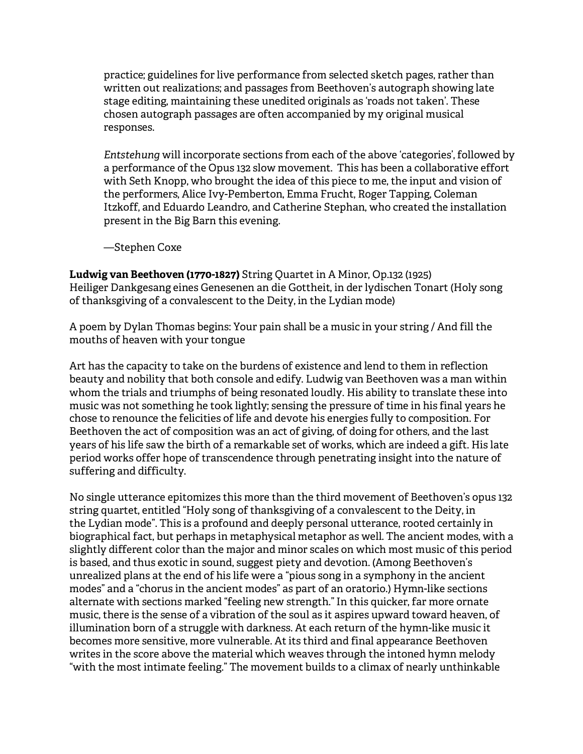practice; guidelines for live performance from selected sketch pages, rather than written out realizations; and passages from Beethoven's autograph showing late stage editing, maintaining these unedited originals as 'roads not taken'. These chosen autograph passages are often accompanied by my original musical responses.

*Entstehung* will incorporate sections from each of the above 'categories', followed by a performance of the Opus 132 slow movement. This has been a collaborative effort with Seth Knopp, who brought the idea of this piece to me, the input and vision of the performers, Alice Ivy-Pemberton, Emma Frucht, Roger Tapping, Coleman Itzkoff, and Eduardo Leandro, and Catherine Stephan, who created the installation present in the Big Barn this evening.

—Stephen Coxe

**Ludwig van Beethoven (1770-1827)** String Quartet in A Minor, Op.132 (1925)
Heiliger Dankgesang eines Genesenen an die Gottheit, in der lydischen Tonart (Holy song of thanksgiving of a convalescent to the Deity, in the Lydian mode)

A poem by Dylan Thomas begins: Your pain shall be a music in your string / And fill the mouths of heaven with your tongue

Art has the capacity to take on the burdens of existence and lend to them in reflection beauty and nobility that both console and edify. Ludwig van Beethoven was a man within whom the trials and triumphs of being resonated loudly. His ability to translate these into music was not something he took lightly; sensing the pressure of time in his final years he chose to renounce the felicities of life and devote his energies fully to composition. For Beethoven the act of composition was an act of giving, of doing for others, and the last years of his life saw the birth of a remarkable set of works, which are indeed a gift. His late period works offer hope of transcendence through penetrating insight into the nature of suffering and difficulty.

No single utterance epitomizes this more than the third movement of Beethoven's opus 132 string quartet, entitled "Holy song of thanksgiving of a convalescent to the Deity, in the Lydian mode". This is a profound and deeply personal utterance, rooted certainly in biographical fact, but perhaps in metaphysical metaphor as well. The ancient modes, with a slightly different color than the major and minor scales on which most music of this period is based, and thus exotic in sound, suggest piety and devotion. (Among Beethoven's unrealized plans at the end of his life were a "pious song in a symphony in the ancient modes" and a "chorus in the ancient modes" as part of an oratorio.) Hymn-like sections alternate with sections marked "feeling new strength." In this quicker, far more ornate music, there is the sense of a vibration of the soul as it aspires upward toward heaven, of illumination born of a struggle with darkness. At each return of the hymn-like music it becomes more sensitive, more vulnerable. At its third and final appearance Beethoven writes in the score above the material which weaves through the intoned hymn melody "with the most intimate feeling." The movement builds to a climax of nearly unthinkable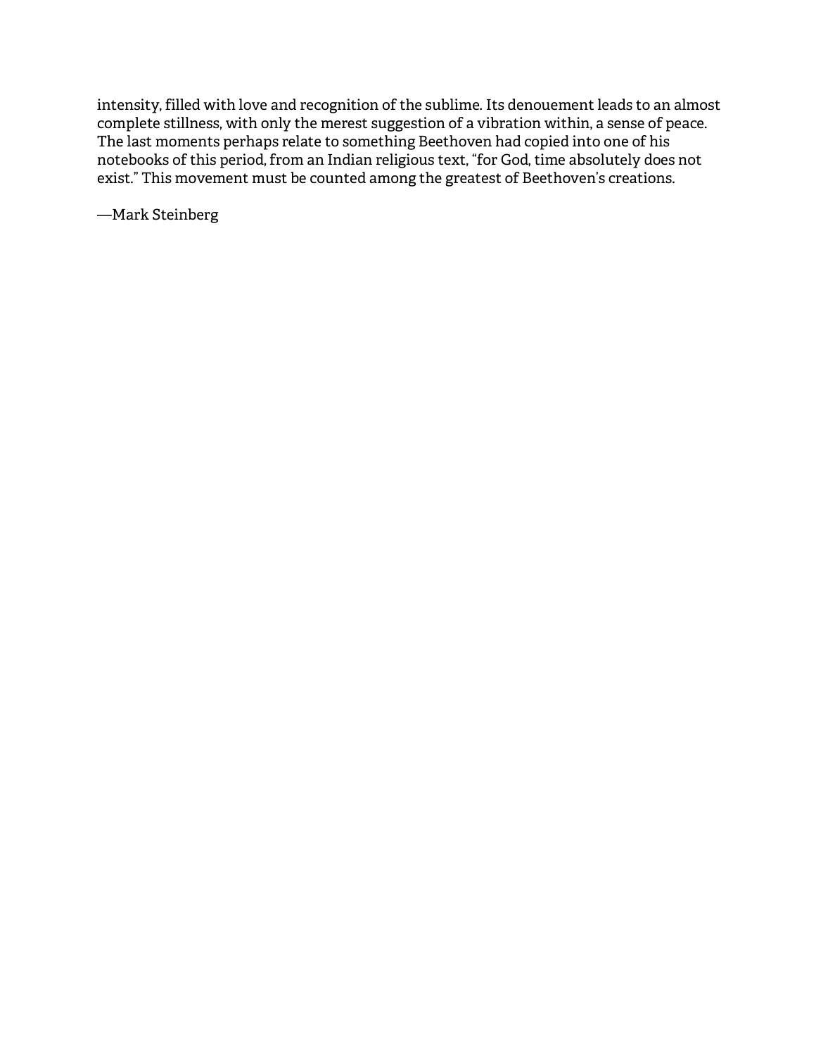intensity, filled with love and recognition of the sublime. Its denouement leads to an almost complete stillness, with only the merest suggestion of a vibration within, a sense of peace. The last moments perhaps relate to something Beethoven had copied into one of his notebooks of this period, from an Indian religious text, "for God, time absolutely does not exist." This movement must be counted among the greatest of Beethoven's creations.

—Mark Steinberg